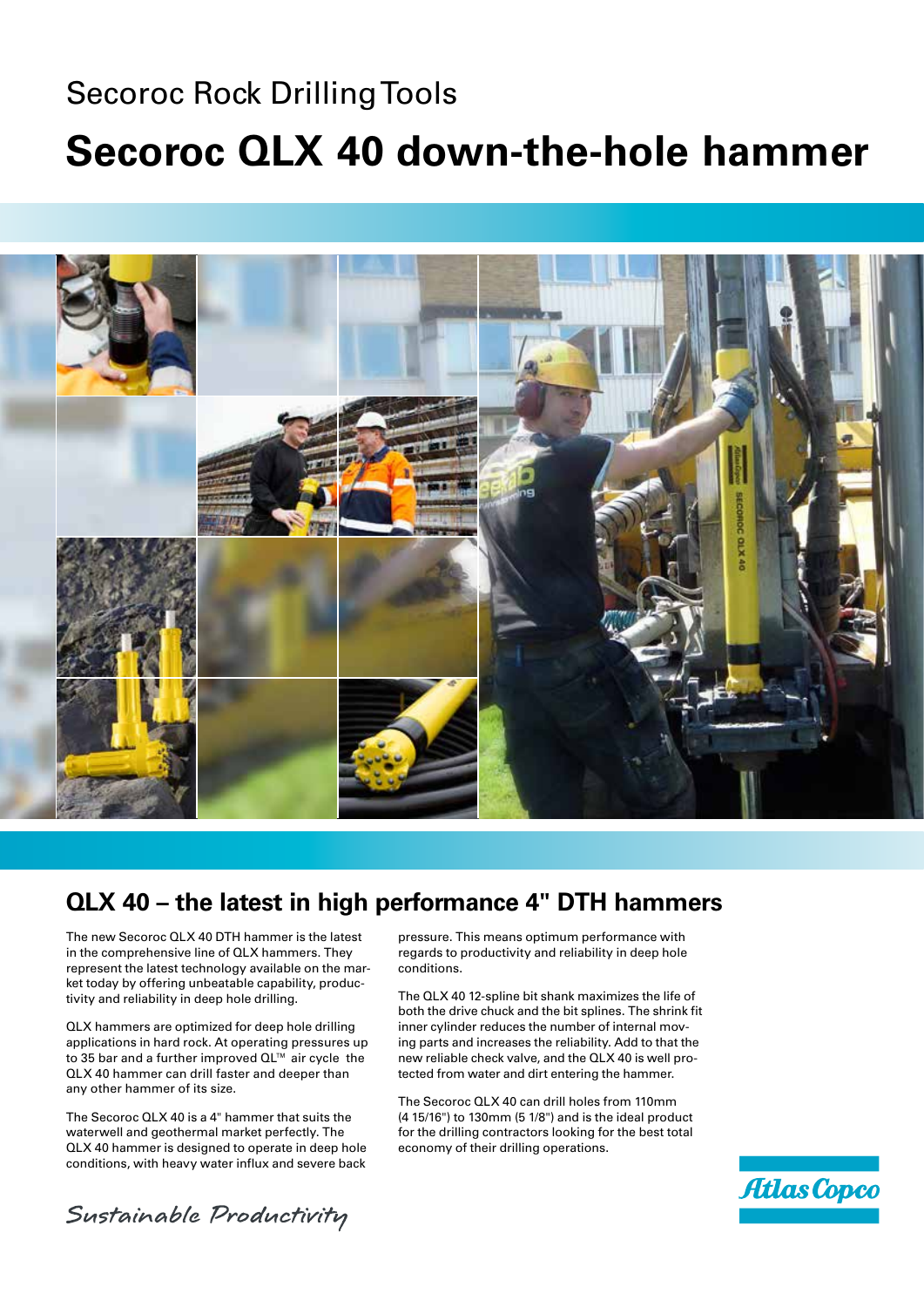Secoroc Rock Drilling Tools

# Secoroc QLX 40 down-the-hole hammer

## QLX 40 – the latest in high performance 4" DTH hammers

The new Secoroc QLX 40 DTH hammer is the latest in the comprehensive line of QLX hammers. They represent the latest technology available on the market today by offering unbeatable capability, productivity and reliability in deep hole drilling.

QLX hammers are optimized for deep hole drilling applications in hard rock. At operating pressures up to 35 bar and a further improved QL™ air cycle the QLX 40 hammer can drill faster and deeper than any other hammer of its size.

The Secoroc QLX 40 is a 4" hammer that suits the waterwell and geothermal market perfectly. The QLX 40 hammer is designed to operate in deep hole conditions, with heavy water influx and severe back pressure. This means optimum performance with regards to productivity and reliability in deep hole conditions.

The QLX 40 12-spline bit shank maximizes the life of both the drive chuck and the bit splines. The shrink fit inner cylinder reduces the number of internal moving parts and increases the reliability. Add to that the new reliable check valve, and the QLX 40 is well protected from water and dirt entering the hammer.

The Secoroc QLX 40 can drill holes from 110mm (4 15/16") to 130mm (5 1/8") and is the ideal product for the drilling contractors looking for the best total economy of their drilling operations.

*Sustainable Productivity*

Atlas Copco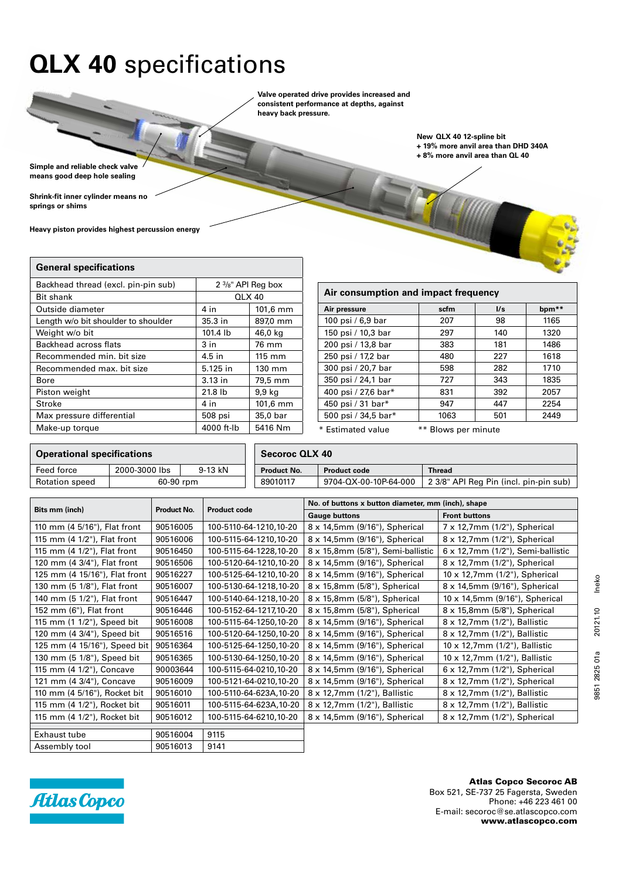# **QLX 40** specifications

Valve operated drive provides increased and consistent performance at depths, against heavy back pressure.

New QLX 40 12-spline bit
+ 19% more anvil area than DHD 340A
+ 8% more anvil area than QL 40

Simple and reliable check valve means good deep hole sealing

Shrink-fit inner cylinder means no springs or shims

Heavy piston provides highest percussion energy

| General specifications | | |
|---|---|---|
| Backhead thread (excl. pin-pin sub) | 2 3/8" API Reg box | |
| Bit shank | QLX 40 | |
| Outside diameter | 4 in | 101,6 mm |
| Length w/o bit shoulder to shoulder | 35.3 in | 897,0 mm |
| Weight w/o bit | 101.4 lb | 46,0 kg |
| Backhead across flats | 3 in | 76 mm |
| Recommended min. bit size | 4.5 in | 115 mm |
| Recommended max. bit size | 5.125 in | 130 mm |
| Bore | 3.13 in | 79,5 mm |
| Piston weight | 21.8 lb | 9,9 kg |
| Stroke | 4 in | 101,6 mm |
| Max pressure differential | 508 psi | 35,0 bar |
| Make-up torque | 4000 ft-lb | 5416 Nm |

**Air consumption and impact frequency**

| Air pressure | scfm | l/s | bpm** |
|---|---|---|---|
| 100 psi / 6,9 bar | 207 | 98 | 1165 |
| 150 psi / 10,3 bar | 297 | 140 | 1320 |
| 200 psi / 13,8 bar | 383 | 181 | 1486 |
| 250 psi / 17,2 bar | 480 | 227 | 1618 |
| 300 psi / 20,7 bar | 598 | 282 | 1710 |
| 350 psi / 24,1 bar | 727 | 343 | 1835 |
| 400 psi / 27,6 bar* | 831 | 392 | 2057 |
| 450 psi / 31 bar* | 947 | 447 | 2254 |
| 500 psi / 34,5 bar* | 1063 | 501 | 2449 |

\* Estimated value ** Blows per minute

| Operational specifications | | |
|---|---|---|
| Feed force | 2000-3000 lbs | 9-13 kN |
| Rotation speed | 60-90 rpm | |

**Secoroc QLX 40**

| Product No. | Product code | Thread |
|---|---|---|
| 89010117 | 9704-QX-00-10P-64-000 | 2 3/8" API Reg Pin (incl. pin-pin sub) |

| Bits mm (inch) | Product No. | Product code | No. of buttons x button diameter, mm (inch), shape | |
|---|---|---|---|---|
| | | | Gauge buttons | Front buttons |
| 110 mm (4 5/16"), Flat front | 90516005 | 100-5110-64-1210,10-20 | 8 x 14,5mm (9/16"), Spherical | 7 x 12,7mm (1/2"), Spherical |
| 115 mm (4 1/2"), Flat front | 90516006 | 100-5115-64-1210,10-20 | 8 x 14,5mm (9/16"), Spherical | 8 x 12,7mm (1/2"), Spherical |
| 115 mm (4 1/2"), Flat front | 90516450 | 100-5115-64-1228,10-20 | 8 x 15,8mm (5/8"), Semi-ballistic | 6 x 12,7mm (1/2"), Semi-ballistic |
| 120 mm (4 3/4"), Flat front | 90516506 | 100-5120-64-1210,10-20 | 8 x 14,5mm (9/16"), Spherical | 8 x 12,7mm (1/2"), Spherical |
| 125 mm (4 15/16"), Flat front | 90516227 | 100-5125-64-1210,10-20 | 8 x 14,5mm (9/16"), Spherical | 10 x 12,7mm (1/2"), Spherical |
| 130 mm (5 1/8"), Flat front | 90516007 | 100-5130-64-1218,10-20 | 8 x 15,8mm (5/8"), Spherical | 8 x 14,5mm (9/16"), Spherical |
| 140 mm (5 1/2"), Flat front | 90516447 | 100-5140-64-1218,10-20 | 8 x 15,8mm (5/8"), Spherical | 10 x 14,5mm (9/16"), Spherical |
| 152 mm (6"), Flat front | 90516446 | 100-5152-64-1217,10-20 | 8 x 15,8mm (5/8"), Spherical | 8 x 15,8mm (5/8"), Spherical |
| 115 mm (1 1/2"), Speed bit | 90516008 | 100-5115-64-1250,10-20 | 8 x 14,5mm (9/16"), Spherical | 8 x 12,7mm (1/2"), Ballistic |
| 120 mm (4 3/4"), Speed bit | 90516516 | 100-5120-64-1250,10-20 | 8 x 14,5mm (9/16"), Spherical | 8 x 12,7mm (1/2"), Ballistic |
| 125 mm (4 15/16"), Speed bit | 90516364 | 100-5125-64-1250,10-20 | 8 x 14,5mm (9/16"), Spherical | 10 x 12,7mm (1/2"), Ballistic |
| 130 mm (5 1/8"), Speed bit | 90516365 | 100-5130-64-1250,10-20 | 8 x 14,5mm (9/16"), Spherical | 10 x 12,7mm (1/2"), Ballistic |
| 115 mm (4 1/2"), Concave | 90003644 | 100-5115-64-0210,10-20 | 8 x 14,5mm (9/16"), Spherical | 6 x 12,7mm (1/2"), Spherical |
| 121 mm (4 3/4"), Concave | 90516009 | 100-5121-64-0210,10-20 | 8 x 14,5mm (9/16"), Spherical | 8 x 12,7mm (1/2"), Spherical |
| 110 mm (4 5/16"), Rocket bit | 90516010 | 100-5110-64-623A,10-20 | 8 x 12,7mm (1/2"), Ballistic | 8 x 12,7mm (1/2"), Ballistic |
| 115 mm (4 1/2"), Rocket bit | 90516011 | 100-5115-64-623A,10-20 | 8 x 12,7mm (1/2"), Ballistic | 8 x 12,7mm (1/2"), Ballistic |
| 115 mm (4 1/2"), Rocket bit | 90516012 | 100-5115-64-6210,10-20 | 8 x 14,5mm (9/16"), Spherical | 8 x 12,7mm (1/2"), Spherical |

| | | |
|---|---|---|
| Exhaust tube | 90516004 | 9115 |
| Assembly tool | 90516013 | 9141 |

Atlas Copco

**Atlas Copco Secoroc AB**
Box 521, SE-737 25 Fagersta, Sweden
Phone: +46 223 461 00
E-mail: secoroc@se.atlascopco.com
**www.atlascopco.com**

9851 2825 01a 20121.10 Ineko